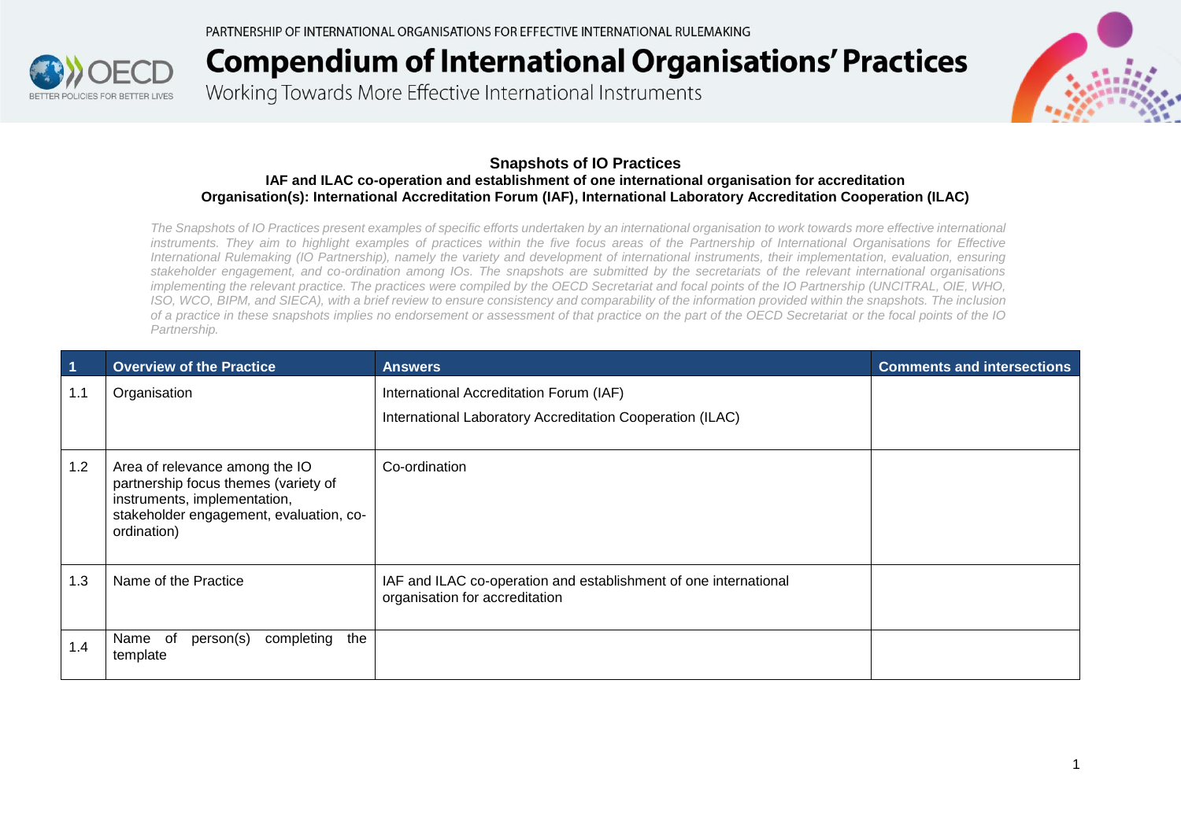PARTNERSHIP OF INTERNATIONAL ORGANISATIONS FOR EFFECTIVE INTERNATIONAL RULEMAKING

# Compendium of International Organisations' Practices

Working Towards More Effective International Instruments

## Snapshots of IO Practices

### IAF and ILAC co-operation and establishment of one international organisation for accreditation

### Organisation(s): International Accreditation Forum (IAF), International Laboratory Accreditation Cooperation (ILAC)

*The Snapshots of IO Practices present examples of specific efforts undertaken by an international organisation to work towards more effective international instruments. They aim to highlight examples of practices within the five focus areas of the Partnership of International Organisations for Effective International Rulemaking (IO Partnership), namely the variety and development of international instruments, their implementation, evaluation, ensuring stakeholder engagement, and co-ordination among IOs. The snapshots are submitted by the secretariats of the relevant international organisations implementing the relevant practice. The practices were compiled by the OECD Secretariat and focal points of the IO Partnership (UNCITRAL, OIE, WHO, ISO, WCO, BIPM, and SIECA), with a brief review to ensure consistency and comparability of the information provided within the snapshots. The inclusion of a practice in these snapshots implies no endorsement or assessment of that practice on the part of the OECD Secretariat or the focal points of the IO Partnership.*

| 1 | Overview of the Practice | Answers | Comments and intersections |
|---|---|---|---|
| 1.1 | Organisation | International Accreditation Forum (IAF)<br><br>International Laboratory Accreditation Cooperation (ILAC) | |
| 1.2 | Area of relevance among the IO partnership focus themes (variety of instruments, implementation, stakeholder engagement, evaluation, co-ordination) | Co-ordination | |
| 1.3 | Name of the Practice | IAF and ILAC co-operation and establishment of one international organisation for accreditation | |
| 1.4 | Name of person(s) completing the template | | |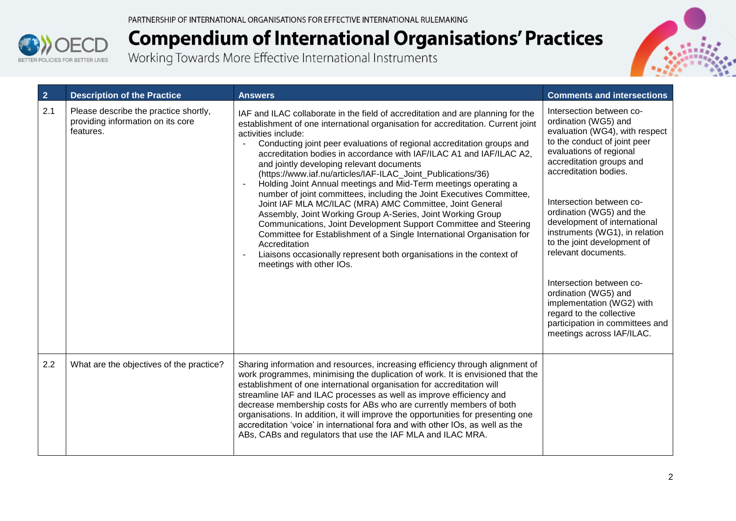| 2 | Description of the Practice | Answers | Comments and intersections |
|---|---|---|---|
| 2.1 | Please describe the practice shortly, providing information on its core features. | IAF and ILAC collaborate in the field of accreditation and are planning for the establishment of one international organisation for accreditation. Current joint activities include:<br>- Conducting joint peer evaluations of regional accreditation groups and accreditation bodies in accordance with IAF/ILAC A1 and IAF/ILAC A2, and jointly developing relevant documents (https://www.iaf.nu/articles/IAF-ILAC_Joint_Publications/36)<br>- Holding Joint Annual meetings and Mid-Term meetings operating a number of joint committees, including the Joint Executives Committee, Joint IAF MLA MC/ILAC (MRA) AMC Committee, Joint General Assembly, Joint Working Group A-Series, Joint Working Group Communications, Joint Development Support Committee and Steering Committee for Establishment of a Single International Organisation for Accreditation<br>- Liaisons occasionally represent both organisations in the context of meetings with other IOs. | Intersection between co-ordination (WG5) and evaluation (WG4), with respect to the conduct of joint peer evaluations of regional accreditation groups and accreditation bodies.<br><br>Intersection between co-ordination (WG5) and the development of international instruments (WG1), in relation to the joint development of relevant documents.<br><br>Intersection between co-ordination (WG5) and implementation (WG2) with regard to the collective participation in committees and meetings across IAF/ILAC. |
| 2.2 | What are the objectives of the practice? | Sharing information and resources, increasing efficiency through alignment of work programmes, minimising the duplication of work. It is envisioned that the establishment of one international organisation for accreditation will streamline IAF and ILAC processes as well as improve efficiency and decrease membership costs for ABs who are currently members of both organisations. In addition, it will improve the opportunities for presenting one accreditation 'voice' in international fora and with other IOs, as well as the ABs, CABs and regulators that use the IAF MLA and ILAC MRA. | |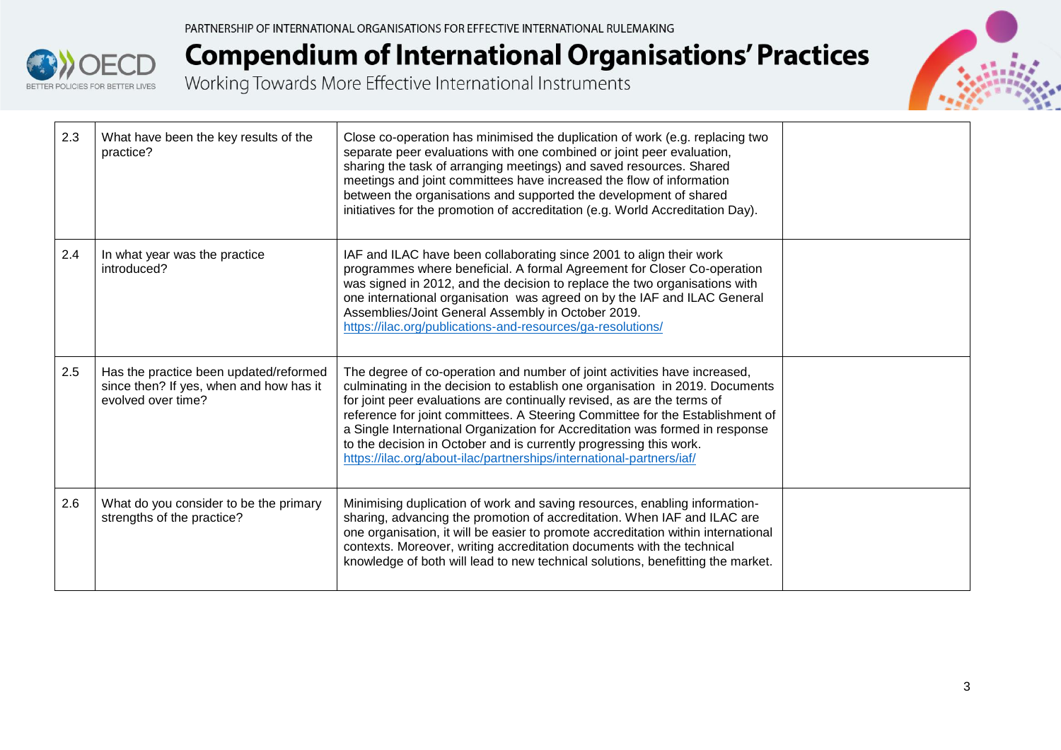| | | | |
|---|---|---|---|
| 2.3 | What have been the key results of the practice? | Close co-operation has minimised the duplication of work (e.g. replacing two separate peer evaluations with one combined or joint peer evaluation, sharing the task of arranging meetings) and saved resources. Shared meetings and joint committees have increased the flow of information between the organisations and supported the development of shared initiatives for the promotion of accreditation (e.g. World Accreditation Day). | |
| 2.4 | In what year was the practice introduced? | IAF and ILAC have been collaborating since 2001 to align their work programmes where beneficial. A formal Agreement for Closer Co-operation was signed in 2012, and the decision to replace the two organisations with one international organisation was agreed on by the IAF and ILAC General Assemblies/Joint General Assembly in October 2019. https://ilac.org/publications-and-resources/ga-resolutions/ | |
| 2.5 | Has the practice been updated/reformed since then? If yes, when and how has it evolved over time? | The degree of co-operation and number of joint activities have increased, culminating in the decision to establish one organisation in 2019. Documents for joint peer evaluations are continually revised, as are the terms of reference for joint committees. A Steering Committee for the Establishment of a Single International Organization for Accreditation was formed in response to the decision in October and is currently progressing this work. https://ilac.org/about-ilac/partnerships/international-partners/iaf/ | |
| 2.6 | What do you consider to be the primary strengths of the practice? | Minimising duplication of work and saving resources, enabling information-sharing, advancing the promotion of accreditation. When IAF and ILAC are one organisation, it will be easier to promote accreditation within international contexts. Moreover, writing accreditation documents with the technical knowledge of both will lead to new technical solutions, benefitting the market. | |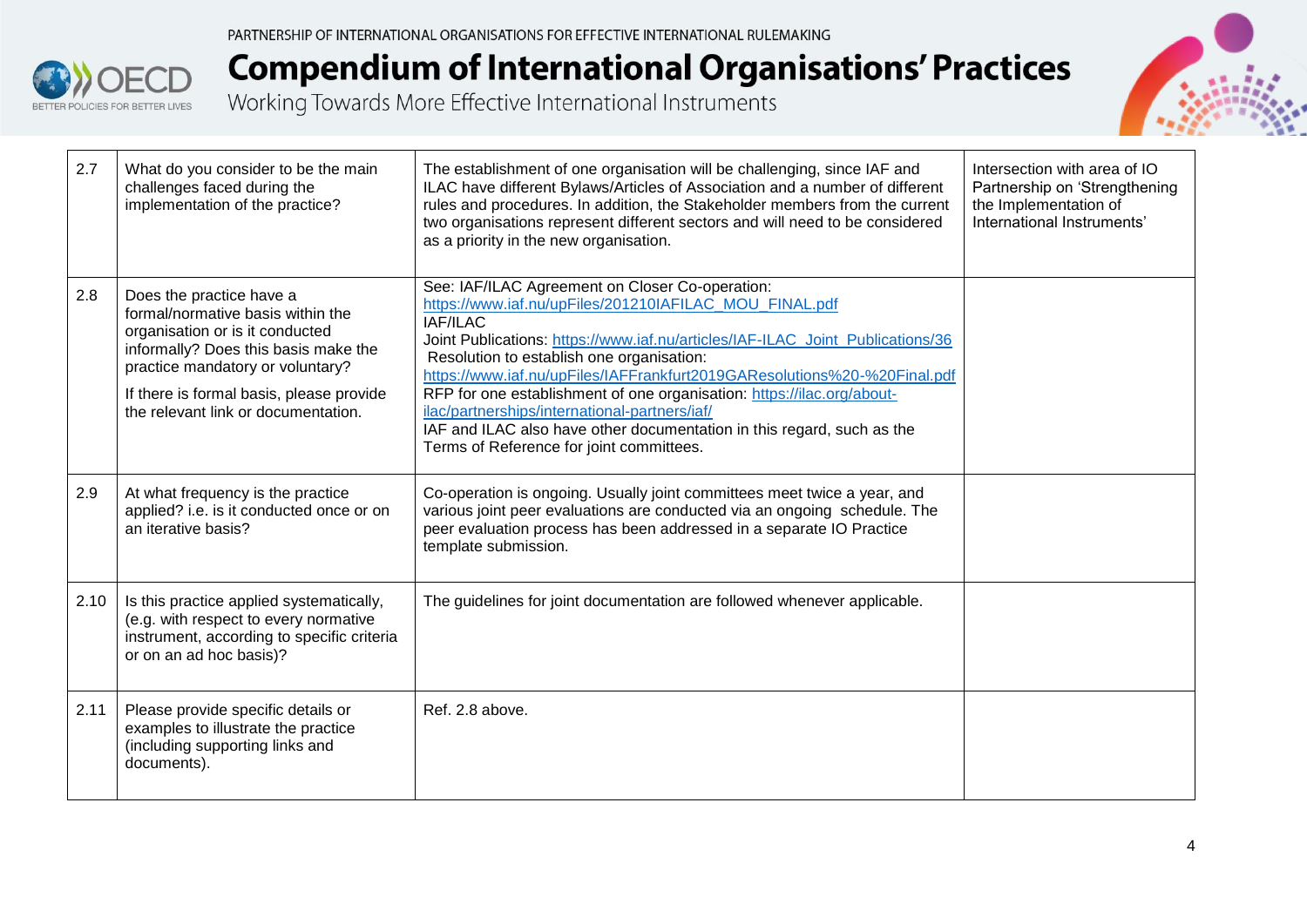| | | | |
|---|---|---|---|
| 2.7 | What do you consider to be the main challenges faced during the implementation of the practice? | The establishment of one organisation will be challenging, since IAF and ILAC have different Bylaws/Articles of Association and a number of different rules and procedures. In addition, the Stakeholder members from the current two organisations represent different sectors and will need to be considered as a priority in the new organisation. | Intersection with area of IO Partnership on 'Strengthening the Implementation of International Instruments' |
| 2.8 | Does the practice have a formal/normative basis within the organisation or is it conducted informally? Does this basis make the practice mandatory or voluntary?<br><br>If there is formal basis, please provide the relevant link or documentation. | See: IAF/ILAC Agreement on Closer Co-operation: https://www.iaf.nu/upFiles/201210IAFILAC_MOU_FINAL.pdf<br>IAF/ILAC<br>Joint Publications: https://www.iaf.nu/articles/IAF-ILAC_Joint_Publications/36<br>Resolution to establish one organisation: https://www.iaf.nu/upFiles/IAFFrankfurt2019GAResolutions%20-%20Final.pdf<br>RFP for one establishment of one organisation: https://ilac.org/about-ilac/partnerships/international-partners/iaf/<br>IAF and ILAC also have other documentation in this regard, such as the Terms of Reference for joint committees. | |
| 2.9 | At what frequency is the practice applied? i.e. is it conducted once or on an iterative basis? | Co-operation is ongoing. Usually joint committees meet twice a year, and various joint peer evaluations are conducted via an ongoing schedule. The peer evaluation process has been addressed in a separate IO Practice template submission. | |
| 2.10 | Is this practice applied systematically, (e.g. with respect to every normative instrument, according to specific criteria or on an ad hoc basis)? | The guidelines for joint documentation are followed whenever applicable. | |
| 2.11 | Please provide specific details or examples to illustrate the practice (including supporting links and documents). | Ref. 2.8 above. | |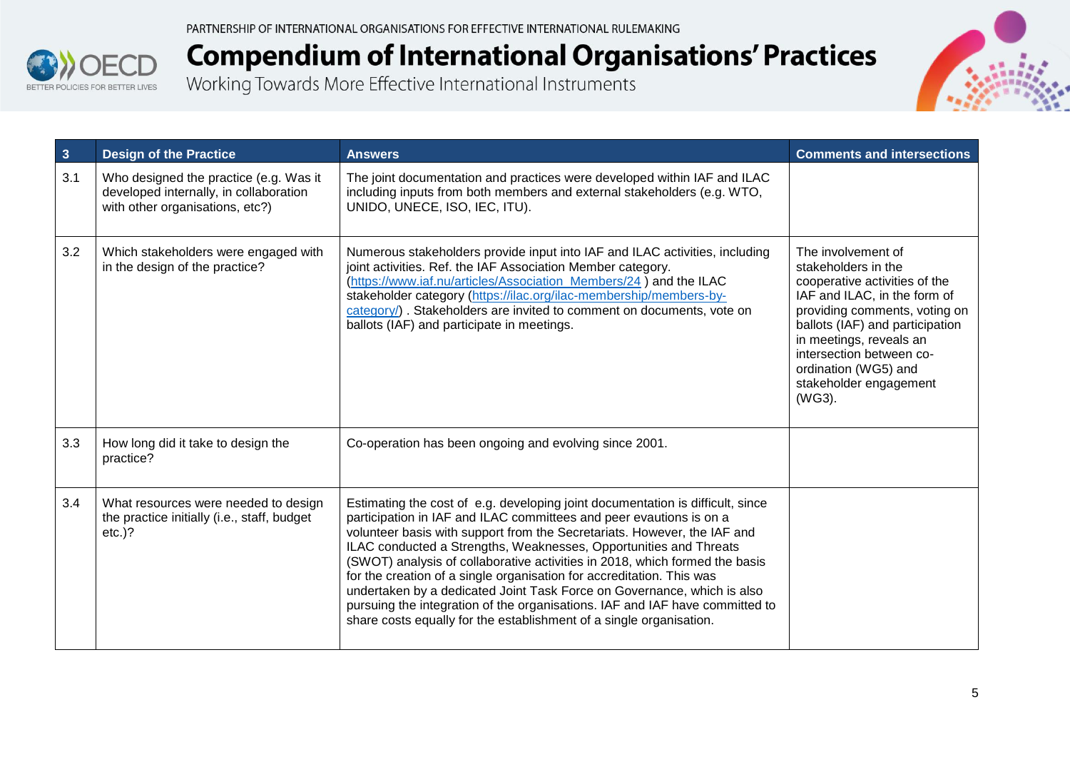| 3 | Design of the Practice | Answers | Comments and intersections |
|---|---|---|---|
| 3.1 | Who designed the practice (e.g. Was it developed internally, in collaboration with other organisations, etc?) | The joint documentation and practices were developed within IAF and ILAC including inputs from both members and external stakeholders (e.g. WTO, UNIDO, UNECE, ISO, IEC, ITU). | |
| 3.2 | Which stakeholders were engaged with in the design of the practice? | Numerous stakeholders provide input into IAF and ILAC activities, including joint activities. Ref. the IAF Association Member category. (https://www.iaf.nu/articles/Association_Members/24 ) and the ILAC stakeholder category (https://ilac.org/ilac-membership/members-by-category/) . Stakeholders are invited to comment on documents, vote on ballots (IAF) and participate in meetings. | The involvement of stakeholders in the cooperative activities of the IAF and ILAC, in the form of providing comments, voting on ballots (IAF) and participation in meetings, reveals an intersection between co-ordination (WG5) and stakeholder engagement (WG3). |
| 3.3 | How long did it take to design the practice? | Co-operation has been ongoing and evolving since 2001. | |
| 3.4 | What resources were needed to design the practice initially (i.e., staff, budget etc.)? | Estimating the cost of e.g. developing joint documentation is difficult, since participation in IAF and ILAC committees and peer evautions is on a volunteer basis with support from the Secretariats. However, the IAF and ILAC conducted a Strengths, Weaknesses, Opportunities and Threats (SWOT) analysis of collaborative activities in 2018, which formed the basis for the creation of a single organisation for accreditation. This was undertaken by a dedicated Joint Task Force on Governance, which is also pursuing the integration of the organisations. IAF and IAF have committed to share costs equally for the establishment of a single organisation. | |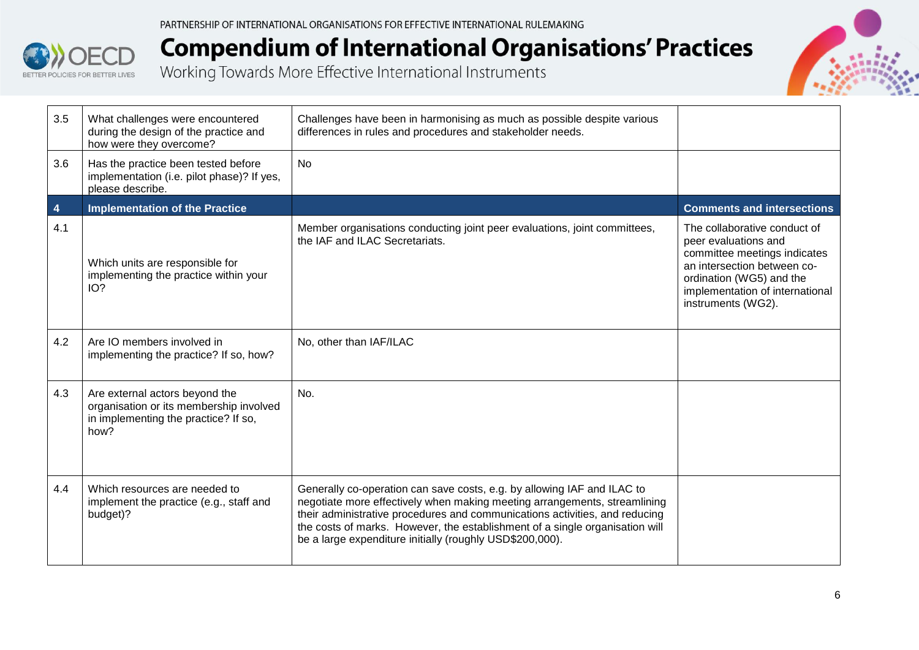| 3.5 | What challenges were encountered during the design of the practice and how were they overcome? | Challenges have been in harmonising as much as possible despite various differences in rules and procedures and stakeholder needs. | |
|---|---|---|---|
| 3.6 | Has the practice been tested before implementation (i.e. pilot phase)? If yes, please describe. | No | |
| **4** | **Implementation of the Practice** | | **Comments and intersections** |
| 4.1 | Which units are responsible for implementing the practice within your IO? | Member organisations conducting joint peer evaluations, joint committees, the IAF and ILAC Secretariats. | The collaborative conduct of peer evaluations and committee meetings indicates an intersection between co-ordination (WG5) and the implementation of international instruments (WG2). |
| 4.2 | Are IO members involved in implementing the practice? If so, how? | No, other than IAF/ILAC | |
| 4.3 | Are external actors beyond the organisation or its membership involved in implementing the practice? If so, how? | No. | |
| 4.4 | Which resources are needed to implement the practice (e.g., staff and budget)? | Generally co-operation can save costs, e.g. by allowing IAF and ILAC to negotiate more effectively when making meeting arrangements, streamlining their administrative procedures and communications activities, and reducing the costs of marks. However, the establishment of a single organisation will be a large expenditure initially (roughly USD$200,000). | |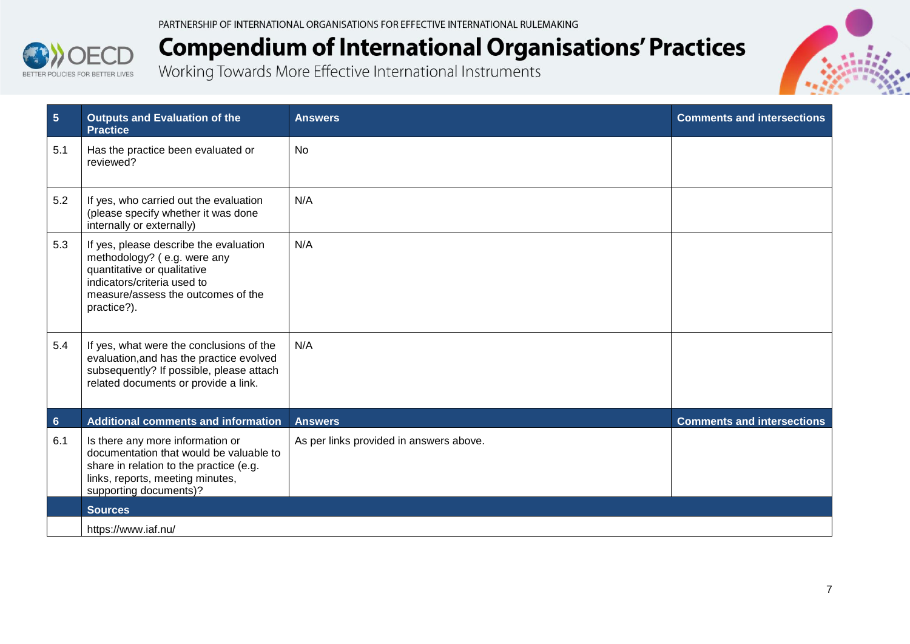| 5 | Outputs and Evaluation of the Practice | Answers | Comments and intersections |
|---|---|---|---|
| 5.1 | Has the practice been evaluated or reviewed? | No | |
| 5.2 | If yes, who carried out the evaluation (please specify whether it was done internally or externally) | N/A | |
| 5.3 | If yes, please describe the evaluation methodology? ( e.g. were any quantitative or qualitative indicators/criteria used to measure/assess the outcomes of the practice?). | N/A | |
| 5.4 | If yes, what were the conclusions of the evaluation,and has the practice evolved subsequently? If possible, please attach related documents or provide a link. | N/A | |
| **6** | **Additional comments and information** | **Answers** | **Comments and intersections** |
| 6.1 | Is there any more information or documentation that would be valuable to share in relation to the practice (e.g. links, reports, meeting minutes, supporting documents)? | As per links provided in answers above. | |
| | **Sources** | | |
| | https://www.iaf.nu/ | | |